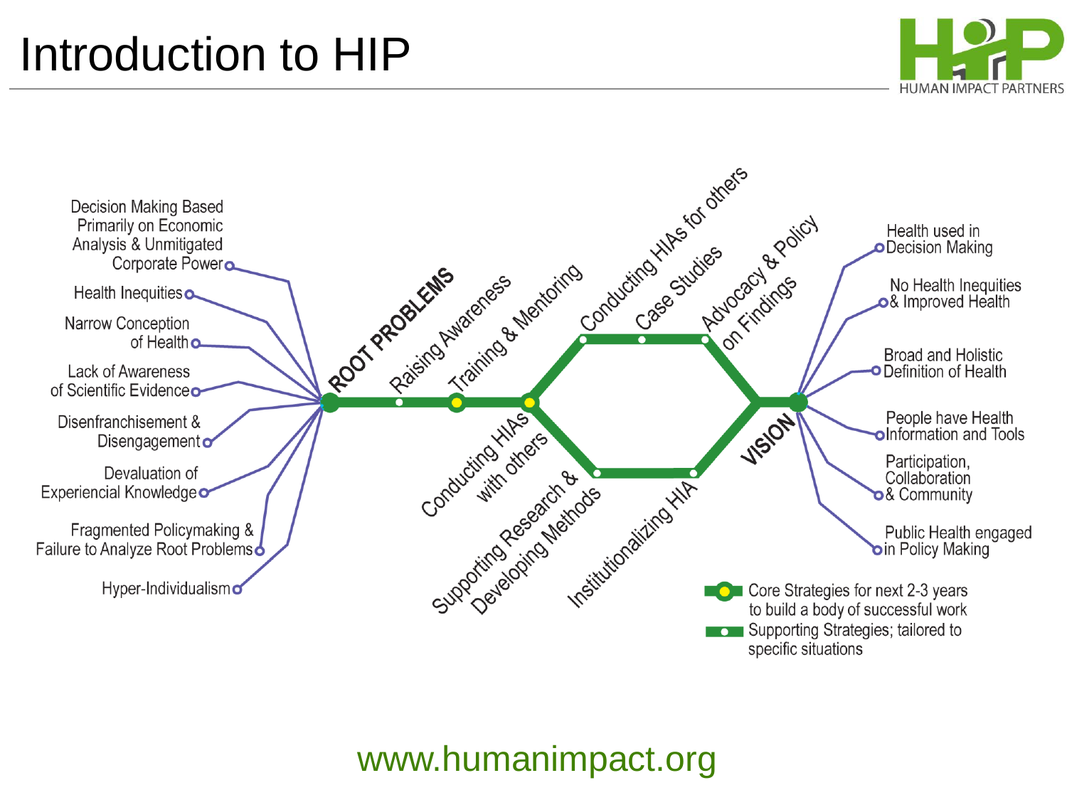# Introduction to HIP

HUMAN IMPACT PARTNERS

**ROOT PROBLEMS**

- Decision Making Based Primarily on Economic Analysis & Unmitigated Corporate Power
- Health Inequities
- Narrow Conception of Health
- Lack of Awareness of Scientific Evidence
- Disenfranchisement & Disengagement
- Devaluation of Experiencial Knowledge
- Fragmented Policymaking & Failure to Analyze Root Problems
- Hyper-Individualism

**Strategies**

- Raising Awareness
- Training & Mentoring
- Conducting HIAs for others
- Case Studies
- Advocacy & Policy on Findings
- Conducting HIAs with others
- Supporting Research & Developing Methods
- Institutionalizing HIA

**VISION**

- Health used in Decision Making
- No Health Inequities & Improved Health
- Broad and Holistic Definition of Health
- People have Health Information and Tools
- Participation, Collaboration & Community
- Public Health engaged in Policy Making

Legend:

- Core Strategies for next 2-3 years to build a body of successful work
- Supporting Strategies; tailored to specific situations

www.humanimpact.org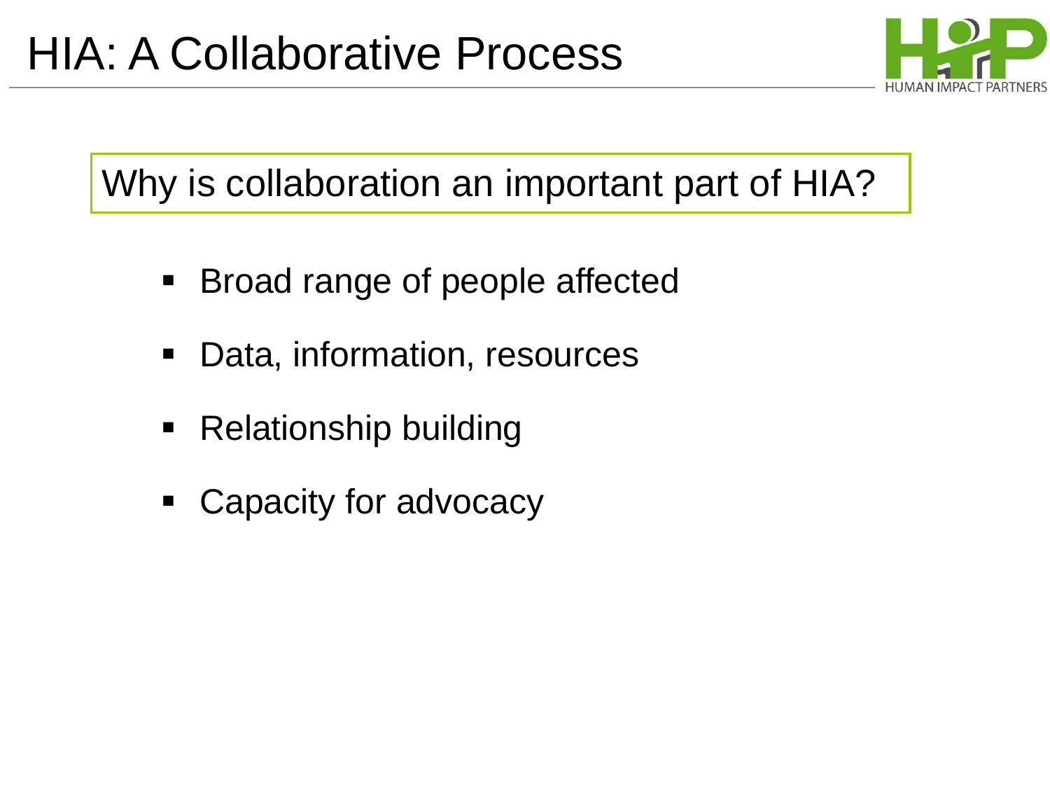# HIA: A Collaborative Process

Why is collaboration an important part of HIA?

- Broad range of people affected
- Data, information, resources
- Relationship building
- Capacity for advocacy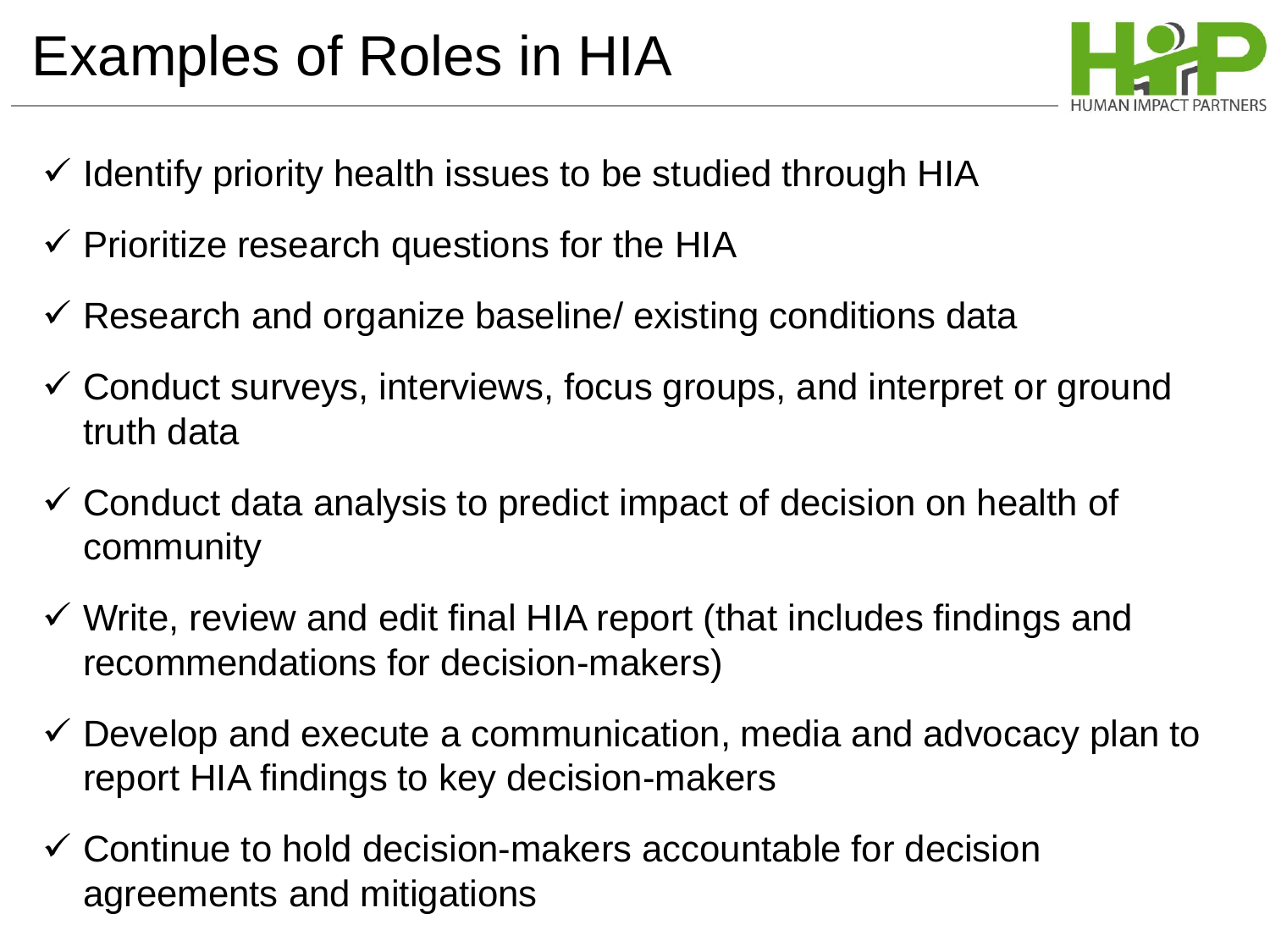# Examples of Roles in HIA

- ✓ Identify priority health issues to be studied through HIA
- ✓ Prioritize research questions for the HIA
- ✓ Research and organize baseline/ existing conditions data
- ✓ Conduct surveys, interviews, focus groups, and interpret or ground truth data
- ✓ Conduct data analysis to predict impact of decision on health of community
- ✓ Write, review and edit final HIA report (that includes findings and recommendations for decision-makers)
- ✓ Develop and execute a communication, media and advocacy plan to report HIA findings to key decision-makers
- ✓ Continue to hold decision-makers accountable for decision agreements and mitigations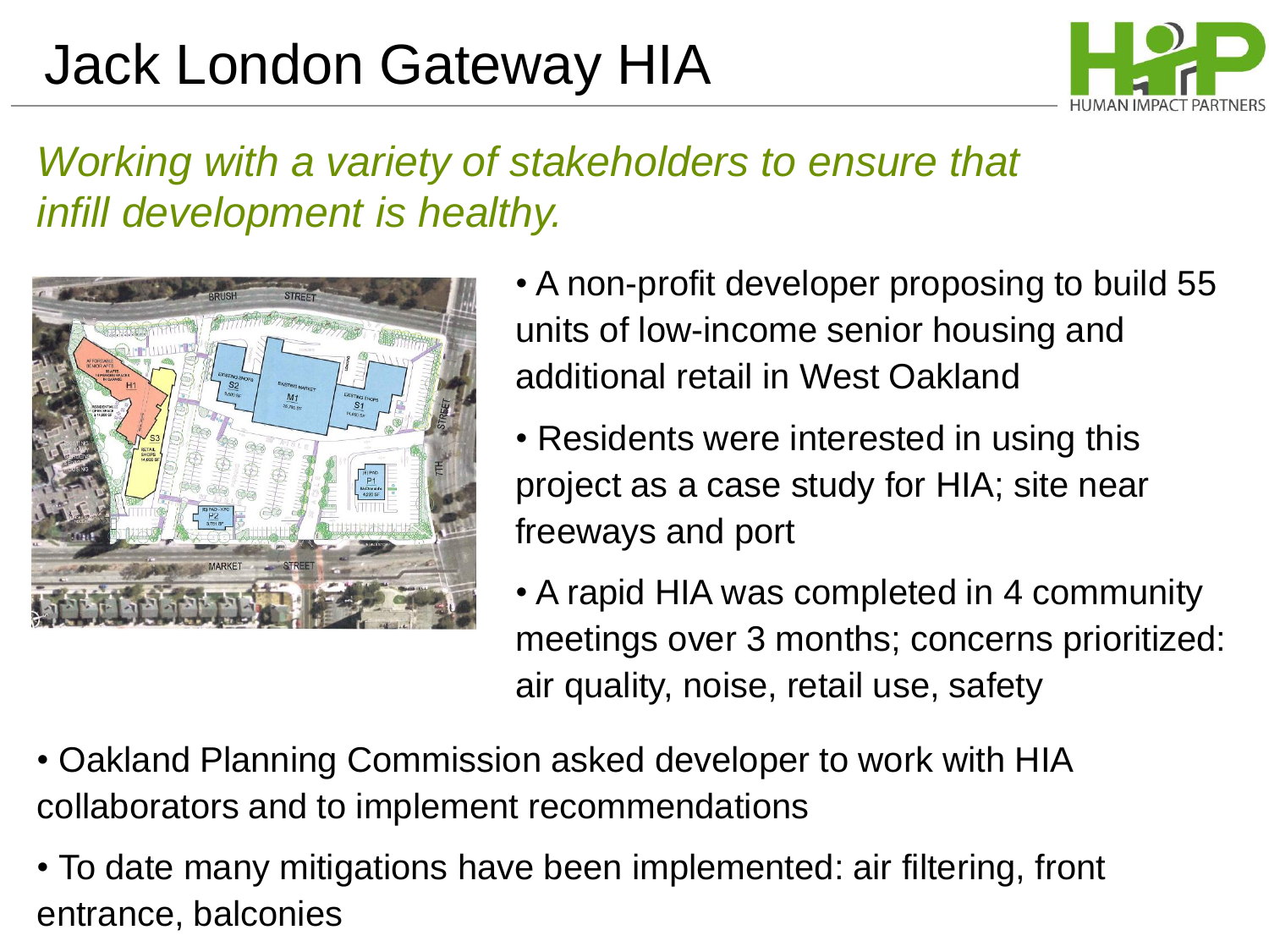# Jack London Gateway HIA

*Working with a variety of stakeholders to ensure that infill development is healthy.*

- A non-profit developer proposing to build 55 units of low-income senior housing and additional retail in West Oakland
- Residents were interested in using this project as a case study for HIA; site near freeways and port
- A rapid HIA was completed in 4 community meetings over 3 months; concerns prioritized: air quality, noise, retail use, safety
- Oakland Planning Commission asked developer to work with HIA collaborators and to implement recommendations
- To date many mitigations have been implemented: air filtering, front entrance, balconies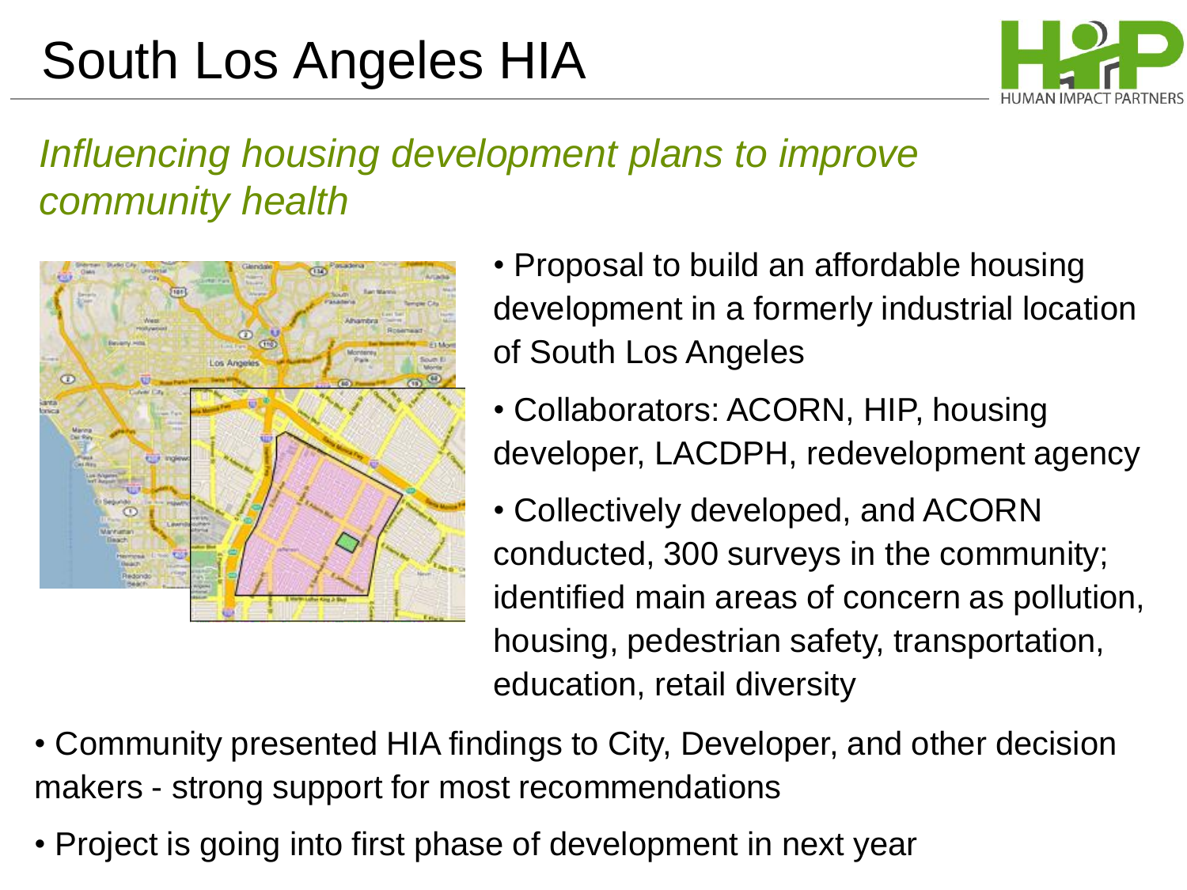# South Los Angeles HIA

*Influencing housing development plans to improve community health*

- Proposal to build an affordable housing development in a formerly industrial location of South Los Angeles
- Collaborators: ACORN, HIP, housing developer, LACDPH, redevelopment agency
- Collectively developed, and ACORN conducted, 300 surveys in the community; identified main areas of concern as pollution, housing, pedestrian safety, transportation, education, retail diversity
- Community presented HIA findings to City, Developer, and other decision makers - strong support for most recommendations
- Project is going into first phase of development in next year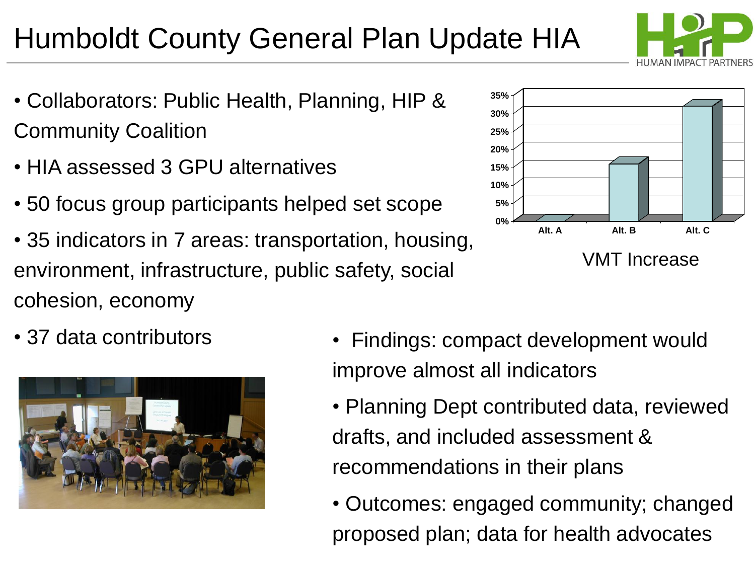# Humboldt County General Plan Update HIA

HUMAN IMPACT PARTNERS

- Collaborators: Public Health, Planning, HIP & Community Coalition
- HIA assessed 3 GPU alternatives
- 50 focus group participants helped set scope
- 35 indicators in 7 areas: transportation, housing, environment, infrastructure, public safety, social cohesion, economy
- 37 data contributors

35%
30%
25%
20%
15%
10%
5%
0%
Alt. A
Alt. B
Alt. C

VMT Increase

- Findings: compact development would improve almost all indicators
- Planning Dept contributed data, reviewed drafts, and included assessment & recommendations in their plans
- Outcomes: engaged community; changed proposed plan; data for health advocates